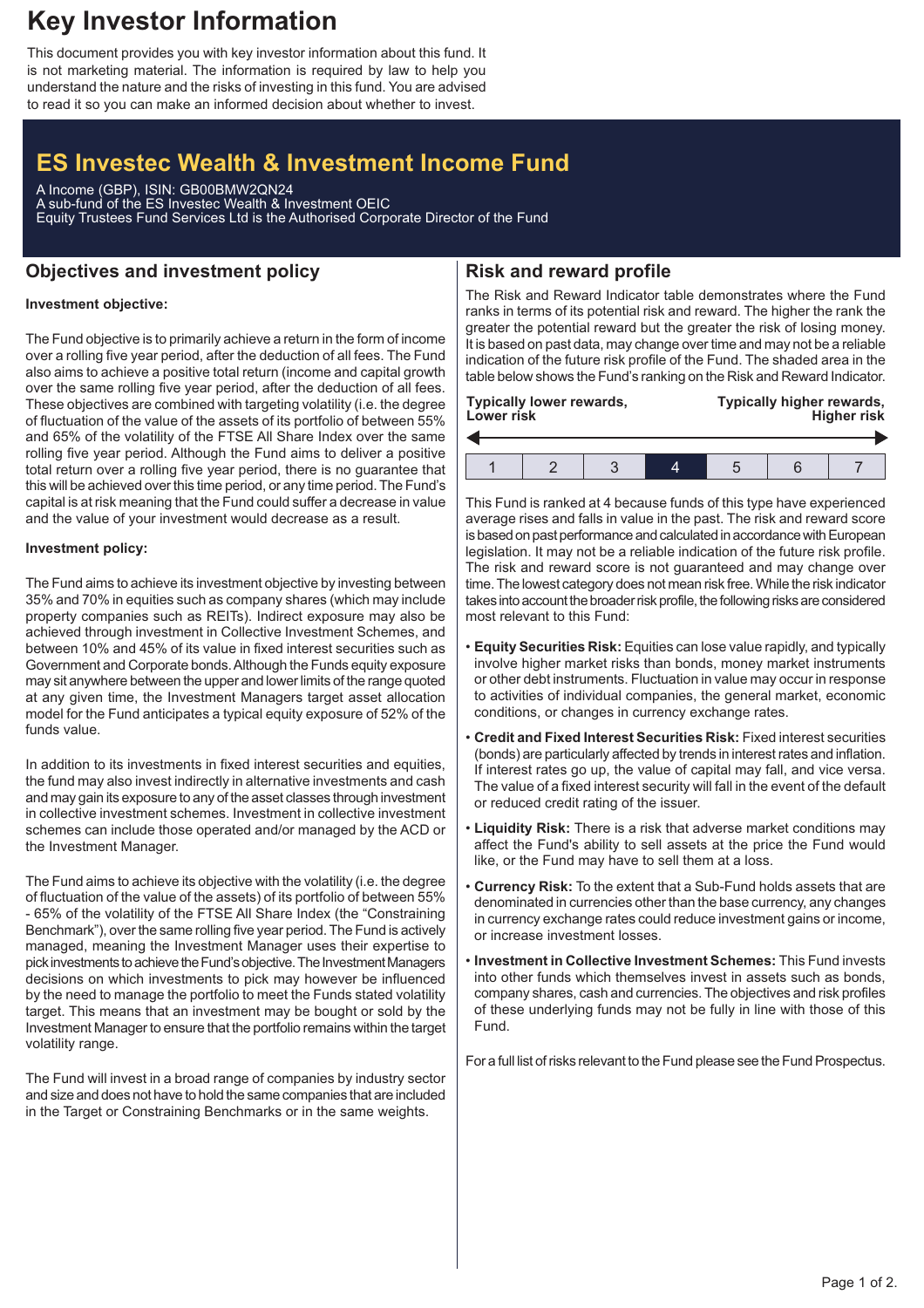# Key Investor Information

This document provides you with key investor information about this fund. It is not marketing material. The information is required by law to help you understand the nature and the risks of investing in this fund. You are advised to read it so you can make an informed decision about whether to invest.

## ES Investec Wealth & Investment Income Fund

A Income (GBP), ISIN: GB00BMW2QN24
A sub-fund of the ES Investec Wealth & Investment OEIC
Equity Trustees Fund Services Ltd is the Authorised Corporate Director of the Fund

## Objectives and investment policy

**Investment objective:**

The Fund objective is to primarily achieve a return in the form of income over a rolling five year period, after the deduction of all fees. The Fund also aims to achieve a positive total return (income and capital growth over the same rolling five year period, after the deduction of all fees. These objectives are combined with targeting volatility (i.e. the degree of fluctuation of the value of the assets of its portfolio of between 55% and 65% of the volatility of the FTSE All Share Index over the same rolling five year period. Although the Fund aims to deliver a positive total return over a rolling five year period, there is no guarantee that this will be achieved over this time period, or any time period. The Fund's capital is at risk meaning that the Fund could suffer a decrease in value and the value of your investment would decrease as a result.

**Investment policy:**

The Fund aims to achieve its investment objective by investing between 35% and 70% in equities such as company shares (which may include property companies such as REITs). Indirect exposure may also be achieved through investment in Collective Investment Schemes, and between 10% and 45% of its value in fixed interest securities such as Government and Corporate bonds. Although the Funds equity exposure may sit anywhere between the upper and lower limits of the range quoted at any given time, the Investment Managers target asset allocation model for the Fund anticipates a typical equity exposure of 52% of the funds value.

In addition to its investments in fixed interest securities and equities, the fund may also invest indirectly in alternative investments and cash and may gain its exposure to any of the asset classes through investment in collective investment schemes. Investment in collective investment schemes can include those operated and/or managed by the ACD or the Investment Manager.

The Fund aims to achieve its objective with the volatility (i.e. the degree of fluctuation of the value of the assets) of its portfolio of between 55% - 65% of the volatility of the FTSE All Share Index (the "Constraining Benchmark"), over the same rolling five year period. The Fund is actively managed, meaning the Investment Manager uses their expertise to pick investments to achieve the Fund's objective. The Investment Managers decisions on which investments to pick may however be influenced by the need to manage the portfolio to meet the Funds stated volatility target. This means that an investment may be bought or sold by the Investment Manager to ensure that the portfolio remains within the target volatility range.

The Fund will invest in a broad range of companies by industry sector and size and does not have to hold the same companies that are included in the Target or Constraining Benchmarks or in the same weights.

## Risk and reward profile

The Risk and Reward Indicator table demonstrates where the Fund ranks in terms of its potential risk and reward. The higher the rank the greater the potential reward but the greater the risk of losing money. It is based on past data, may change over time and may not be a reliable indication of the future risk profile of the Fund. The shaded area in the table below shows the Fund's ranking on the Risk and Reward Indicator.

**Typically lower rewards, Lower risk** ← → **Typically higher rewards, Higher risk**

| 1 | 2 | 3 | **4** | 5 | 6 | 7 |
|---|---|---|---|---|---|---|

This Fund is ranked at 4 because funds of this type have experienced average rises and falls in value in the past. The risk and reward score is based on past performance and calculated in accordance with European legislation. It may not be a reliable indication of the future risk profile. The risk and reward score is not guaranteed and may change over time. The lowest category does not mean risk free. While the risk indicator takes into account the broader risk profile, the following risks are considered most relevant to this Fund:

- **Equity Securities Risk:** Equities can lose value rapidly, and typically involve higher market risks than bonds, money market instruments or other debt instruments. Fluctuation in value may occur in response to activities of individual companies, the general market, economic conditions, or changes in currency exchange rates.
- **Credit and Fixed Interest Securities Risk:** Fixed interest securities (bonds) are particularly affected by trends in interest rates and inflation. If interest rates go up, the value of capital may fall, and vice versa. The value of a fixed interest security will fall in the event of the default or reduced credit rating of the issuer.
- **Liquidity Risk:** There is a risk that adverse market conditions may affect the Fund's ability to sell assets at the price the Fund would like, or the Fund may have to sell them at a loss.
- **Currency Risk:** To the extent that a Sub-Fund holds assets that are denominated in currencies other than the base currency, any changes in currency exchange rates could reduce investment gains or income, or increase investment losses.
- **Investment in Collective Investment Schemes:** This Fund invests into other funds which themselves invest in assets such as bonds, company shares, cash and currencies. The objectives and risk profiles of these underlying funds may not be fully in line with those of this Fund.

For a full list of risks relevant to the Fund please see the Fund Prospectus.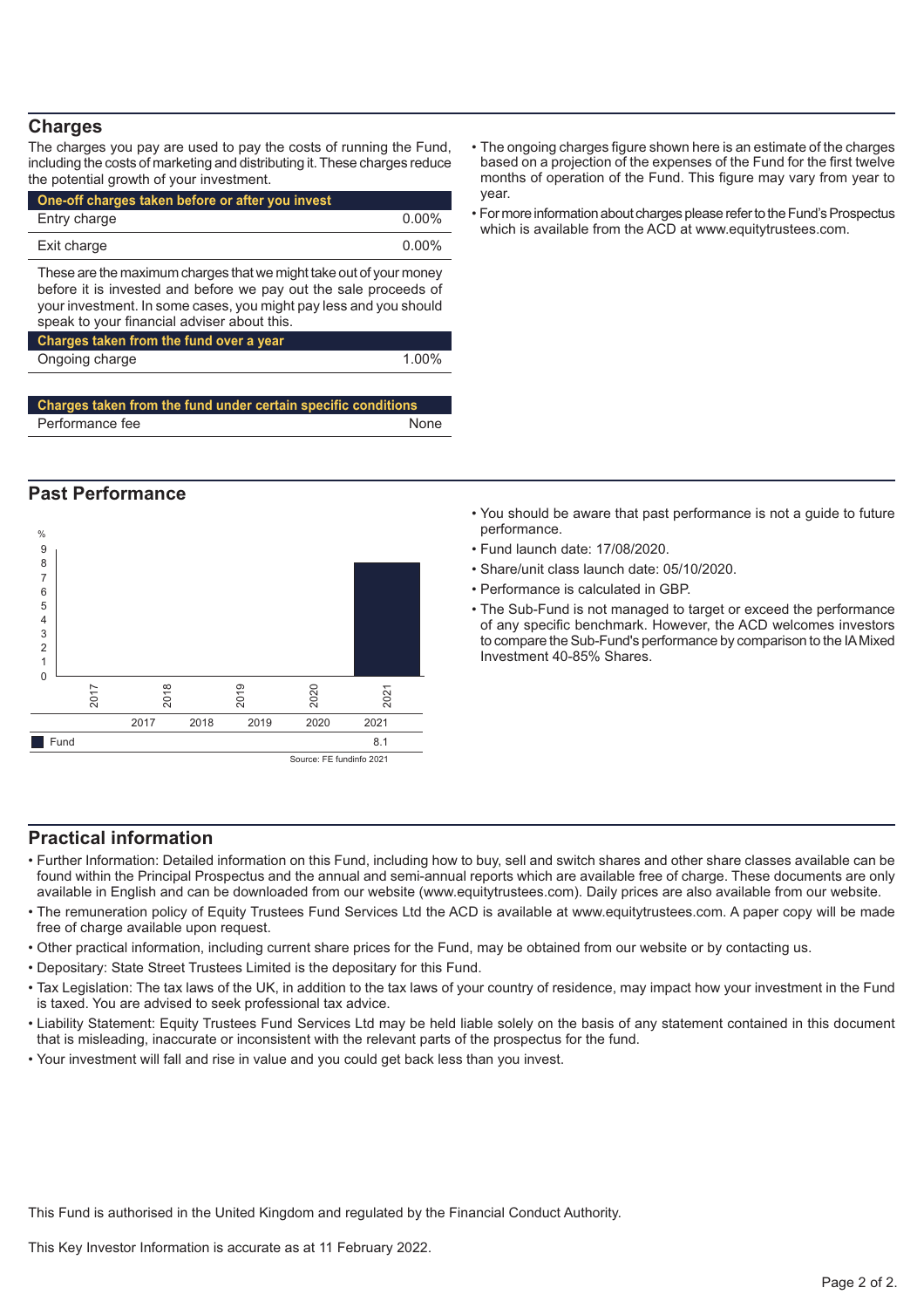## Charges

The charges you pay are used to pay the costs of running the Fund, including the costs of marketing and distributing it. These charges reduce the potential growth of your investment.

| | |
|---|---|
| **One-off charges taken before or after you invest** | |
| Entry charge | 0.00% |
| Exit charge | 0.00% |

These are the maximum charges that we might take out of your money before it is invested and before we pay out the sale proceeds of your investment. In some cases, you might pay less and you should speak to your financial adviser about this.

| | |
|---|---|
| **Charges taken from the fund over a year** | |
| Ongoing charge | 1.00% |

| | |
|---|---|
| **Charges taken from the fund under certain specific conditions** | |
| Performance fee | None |

- The ongoing charges figure shown here is an estimate of the charges based on a projection of the expenses of the Fund for the first twelve months of operation of the Fund. This figure may vary from year to year.
- For more information about charges please refer to the Fund's Prospectus which is available from the ACD at www.equitytrustees.com.

## Past Performance

%
9
8
7
6
5
4
3
2
1
0
2017 2018 2019 2020 2021

| | 2017 | 2018 | 2019 | 2020 | 2021 |
|---|---|---|---|---|---|
| Fund | | | | | 8.1 |

Source: FE fundinfo 2021

- You should be aware that past performance is not a guide to future performance.
- Fund launch date: 17/08/2020.
- Share/unit class launch date: 05/10/2020.
- Performance is calculated in GBP.
- The Sub-Fund is not managed to target or exceed the performance of any specific benchmark. However, the ACD welcomes investors to compare the Sub-Fund's performance by comparison to the IA Mixed Investment 40-85% Shares.

## Practical information

- Further Information: Detailed information on this Fund, including how to buy, sell and switch shares and other share classes available can be found within the Principal Prospectus and the annual and semi-annual reports which are available free of charge. These documents are only available in English and can be downloaded from our website (www.equitytrustees.com). Daily prices are also available from our website.
- The remuneration policy of Equity Trustees Fund Services Ltd the ACD is available at www.equitytrustees.com. A paper copy will be made free of charge available upon request.
- Other practical information, including current share prices for the Fund, may be obtained from our website or by contacting us.
- Depositary: State Street Trustees Limited is the depositary for this Fund.
- Tax Legislation: The tax laws of the UK, in addition to the tax laws of your country of residence, may impact how your investment in the Fund is taxed. You are advised to seek professional tax advice.
- Liability Statement: Equity Trustees Fund Services Ltd may be held liable solely on the basis of any statement contained in this document that is misleading, inaccurate or inconsistent with the relevant parts of the prospectus for the fund.
- Your investment will fall and rise in value and you could get back less than you invest.

This Fund is authorised in the United Kingdom and regulated by the Financial Conduct Authority.

This Key Investor Information is accurate as at 11 February 2022.